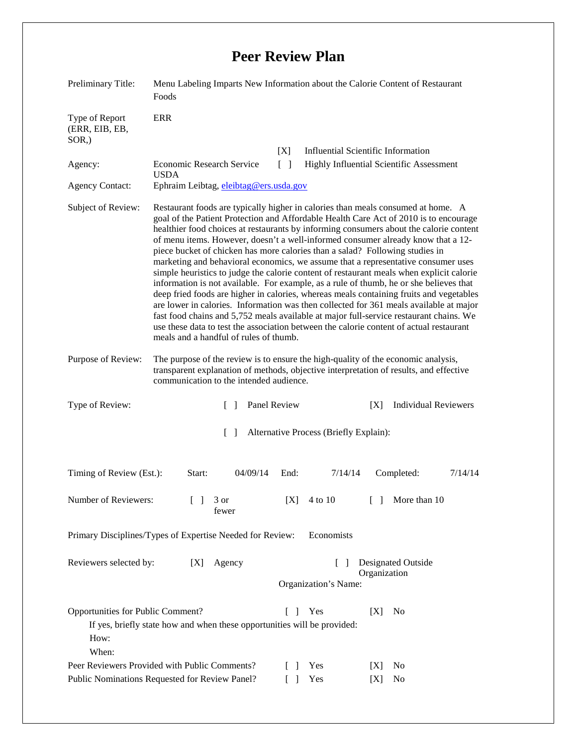# Peer Review Plan

| | |
|---|---|
| Preliminary Title: | Menu Labeling Imparts New Information about the Calorie Content of Restaurant Foods |
| Type of Report (ERR, EIB, EB, SOR,) | ERR |
| | [X] Influential Scientific Information |
| Agency: | Economic Research Service USDA [ ] Highly Influential Scientific Assessment |
| Agency Contact: | Ephraim Leibtag, eleibtag@ers.usda.gov |
| Subject of Review: | Restaurant foods are typically higher in calories than meals consumed at home. A goal of the Patient Protection and Affordable Health Care Act of 2010 is to encourage healthier food choices at restaurants by informing consumers about the calorie content of menu items. However, doesn't a well-informed consumer already know that a 12-piece bucket of chicken has more calories than a salad? Following studies in marketing and behavioral economics, we assume that a representative consumer uses simple heuristics to judge the calorie content of restaurant meals when explicit calorie information is not available. For example, as a rule of thumb, he or she believes that deep fried foods are higher in calories, whereas meals containing fruits and vegetables are lower in calories. Information was then collected for 361 meals available at major fast food chains and 5,752 meals available at major full-service restaurant chains. We use these data to test the association between the calorie content of actual restaurant meals and a handful of rules of thumb. |
| Purpose of Review: | The purpose of the review is to ensure the high-quality of the economic analysis, transparent explanation of methods, objective interpretation of results, and effective communication to the intended audience. |

Type of Review: [ ] Panel Review [X] Individual Reviewers

[ ] Alternative Process (Briefly Explain):

Timing of Review (Est.): Start: 04/09/14 End: 7/14/14 Completed: 7/14/14

Number of Reviewers: [ ] 3 or fewer [X] 4 to 10 [ ] More than 10

Primary Disciplines/Types of Expertise Needed for Review: Economists

Reviewers selected by: [X] Agency [ ] Designated Outside Organization

Organization's Name:

Opportunities for Public Comment? [ ] Yes [X] No

If yes, briefly state how and when these opportunities will be provided:

How:

When:

Peer Reviewers Provided with Public Comments? [ ] Yes [X] No

Public Nominations Requested for Review Panel? [ ] Yes [X] No